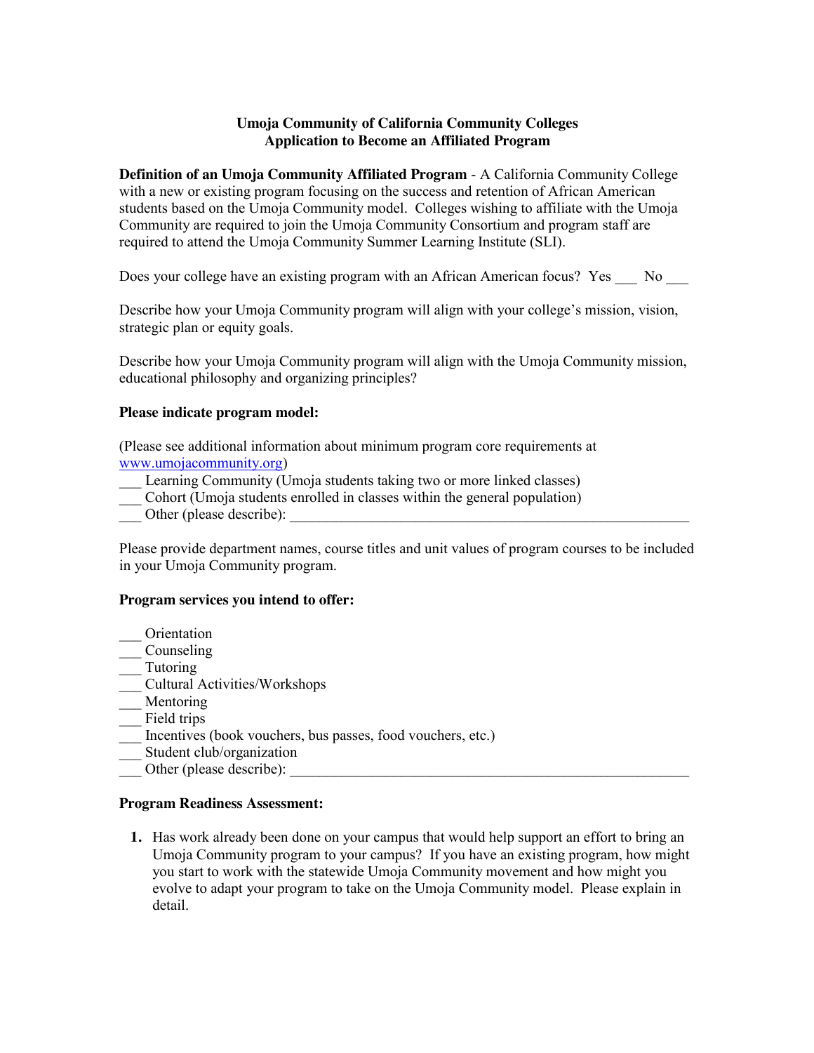**Umoja Community of California Community Colleges**
**Application to Become an Affiliated Program**

**Definition of an Umoja Community Affiliated Program** - A California Community College with a new or existing program focusing on the success and retention of African American students based on the Umoja Community model. Colleges wishing to affiliate with the Umoja Community are required to join the Umoja Community Consortium and program staff are required to attend the Umoja Community Summer Learning Institute (SLI).

Does your college have an existing program with an African American focus? Yes ___ No ___

Describe how your Umoja Community program will align with your college's mission, vision, strategic plan or equity goals.

Describe how your Umoja Community program will align with the Umoja Community mission, educational philosophy and organizing principles?

**Please indicate program model:**

(Please see additional information about minimum program core requirements at [www.umojacommunity.org](http://www.umojacommunity.org))
___ Learning Community (Umoja students taking two or more linked classes)
___ Cohort (Umoja students enrolled in classes within the general population)
___ Other (please describe): ________________________________________________________

Please provide department names, course titles and unit values of program courses to be included in your Umoja Community program.

**Program services you intend to offer:**

___ Orientation
___ Counseling
___ Tutoring
___ Cultural Activities/Workshops
___ Mentoring
___ Field trips
___ Incentives (book vouchers, bus passes, food vouchers, etc.)
___ Student club/organization
___ Other (please describe): ________________________________________________________

**Program Readiness Assessment:**

1. Has work already been done on your campus that would help support an effort to bring an Umoja Community program to your campus? If you have an existing program, how might you start to work with the statewide Umoja Community movement and how might you evolve to adapt your program to take on the Umoja Community model. Please explain in detail.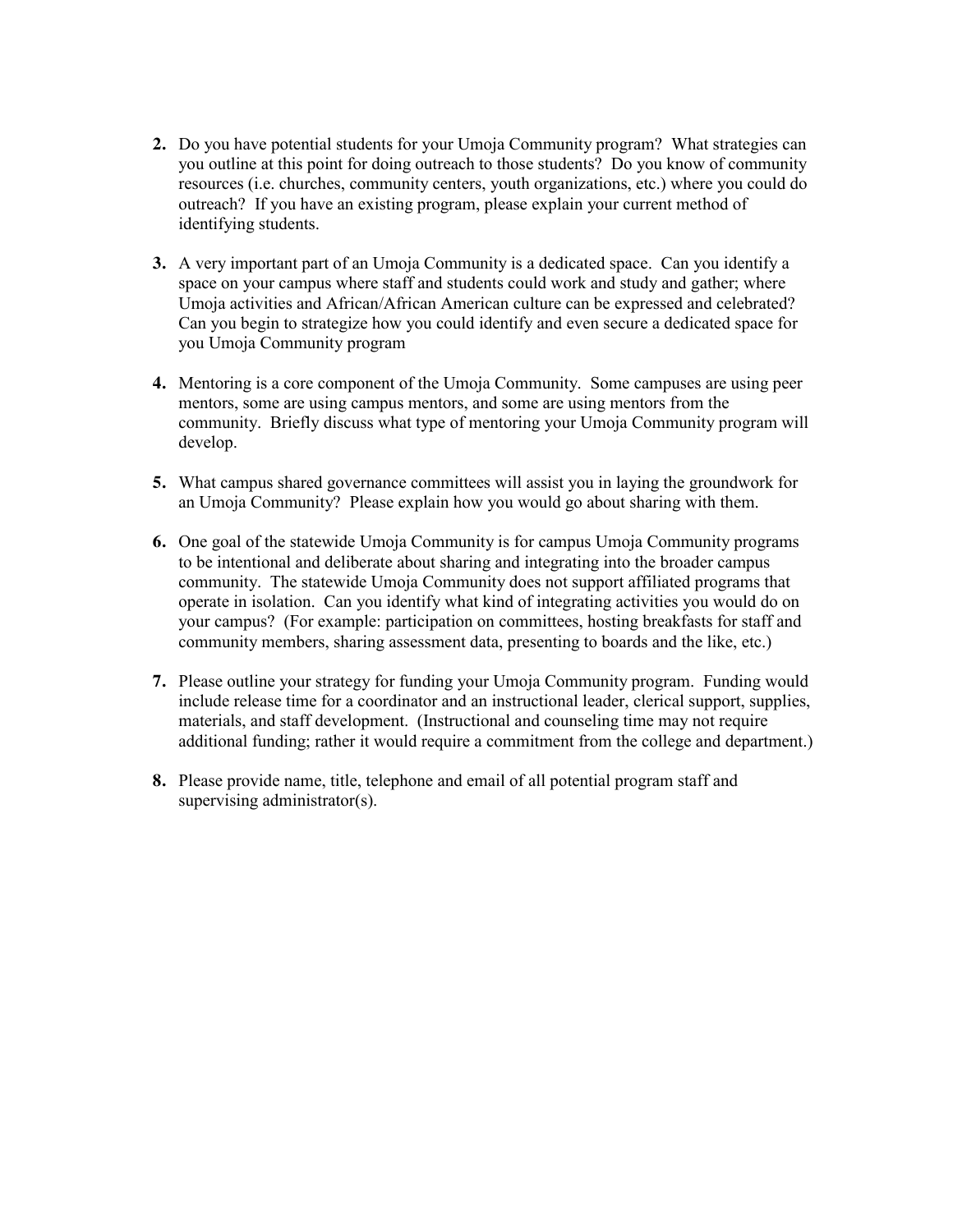2. Do you have potential students for your Umoja Community program? What strategies can you outline at this point for doing outreach to those students? Do you know of community resources (i.e. churches, community centers, youth organizations, etc.) where you could do outreach? If you have an existing program, please explain your current method of identifying students.

3. A very important part of an Umoja Community is a dedicated space. Can you identify a space on your campus where staff and students could work and study and gather; where Umoja activities and African/African American culture can be expressed and celebrated? Can you begin to strategize how you could identify and even secure a dedicated space for you Umoja Community program

4. Mentoring is a core component of the Umoja Community. Some campuses are using peer mentors, some are using campus mentors, and some are using mentors from the community. Briefly discuss what type of mentoring your Umoja Community program will develop.

5. What campus shared governance committees will assist you in laying the groundwork for an Umoja Community? Please explain how you would go about sharing with them.

6. One goal of the statewide Umoja Community is for campus Umoja Community programs to be intentional and deliberate about sharing and integrating into the broader campus community. The statewide Umoja Community does not support affiliated programs that operate in isolation. Can you identify what kind of integrating activities you would do on your campus? (For example: participation on committees, hosting breakfasts for staff and community members, sharing assessment data, presenting to boards and the like, etc.)

7. Please outline your strategy for funding your Umoja Community program. Funding would include release time for a coordinator and an instructional leader, clerical support, supplies, materials, and staff development. (Instructional and counseling time may not require additional funding; rather it would require a commitment from the college and department.)

8. Please provide name, title, telephone and email of all potential program staff and supervising administrator(s).